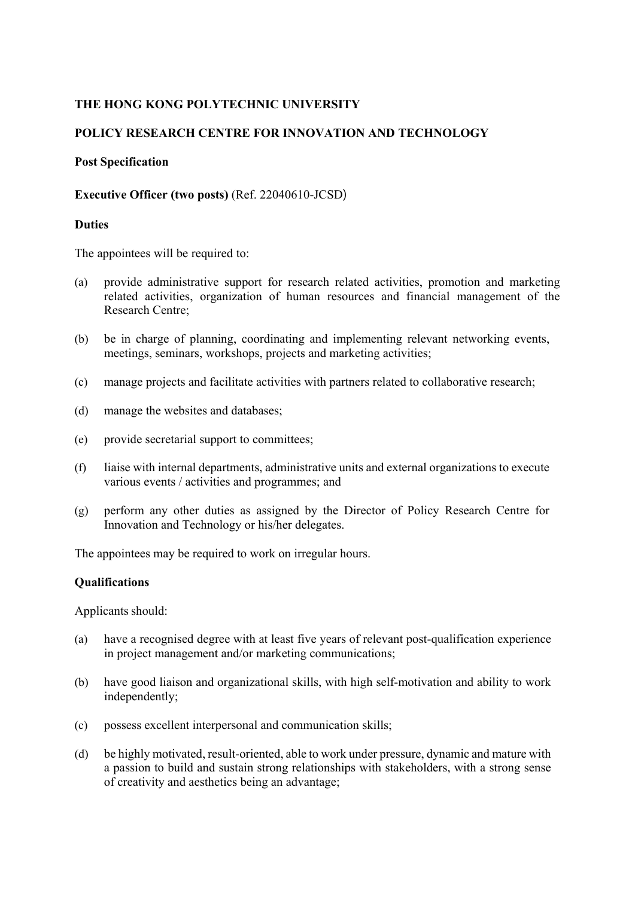**THE HONG KONG POLYTECHNIC UNIVERSITY**

**POLICY RESEARCH CENTRE FOR INNOVATION AND TECHNOLOGY**

**Post Specification**

**Executive Officer (two posts)** (Ref. 22040610-JCSD)

**Duties**

The appointees will be required to:

(a) provide administrative support for research related activities, promotion and marketing related activities, organization of human resources and financial management of the Research Centre;

(b) be in charge of planning, coordinating and implementing relevant networking events, meetings, seminars, workshops, projects and marketing activities;

(c) manage projects and facilitate activities with partners related to collaborative research;

(d) manage the websites and databases;

(e) provide secretarial support to committees;

(f) liaise with internal departments, administrative units and external organizations to execute various events / activities and programmes; and

(g) perform any other duties as assigned by the Director of Policy Research Centre for Innovation and Technology or his/her delegates.

The appointees may be required to work on irregular hours.

**Qualifications**

Applicants should:

(a) have a recognised degree with at least five years of relevant post-qualification experience in project management and/or marketing communications;

(b) have good liaison and organizational skills, with high self-motivation and ability to work independently;

(c) possess excellent interpersonal and communication skills;

(d) be highly motivated, result-oriented, able to work under pressure, dynamic and mature with a passion to build and sustain strong relationships with stakeholders, with a strong sense of creativity and aesthetics being an advantage;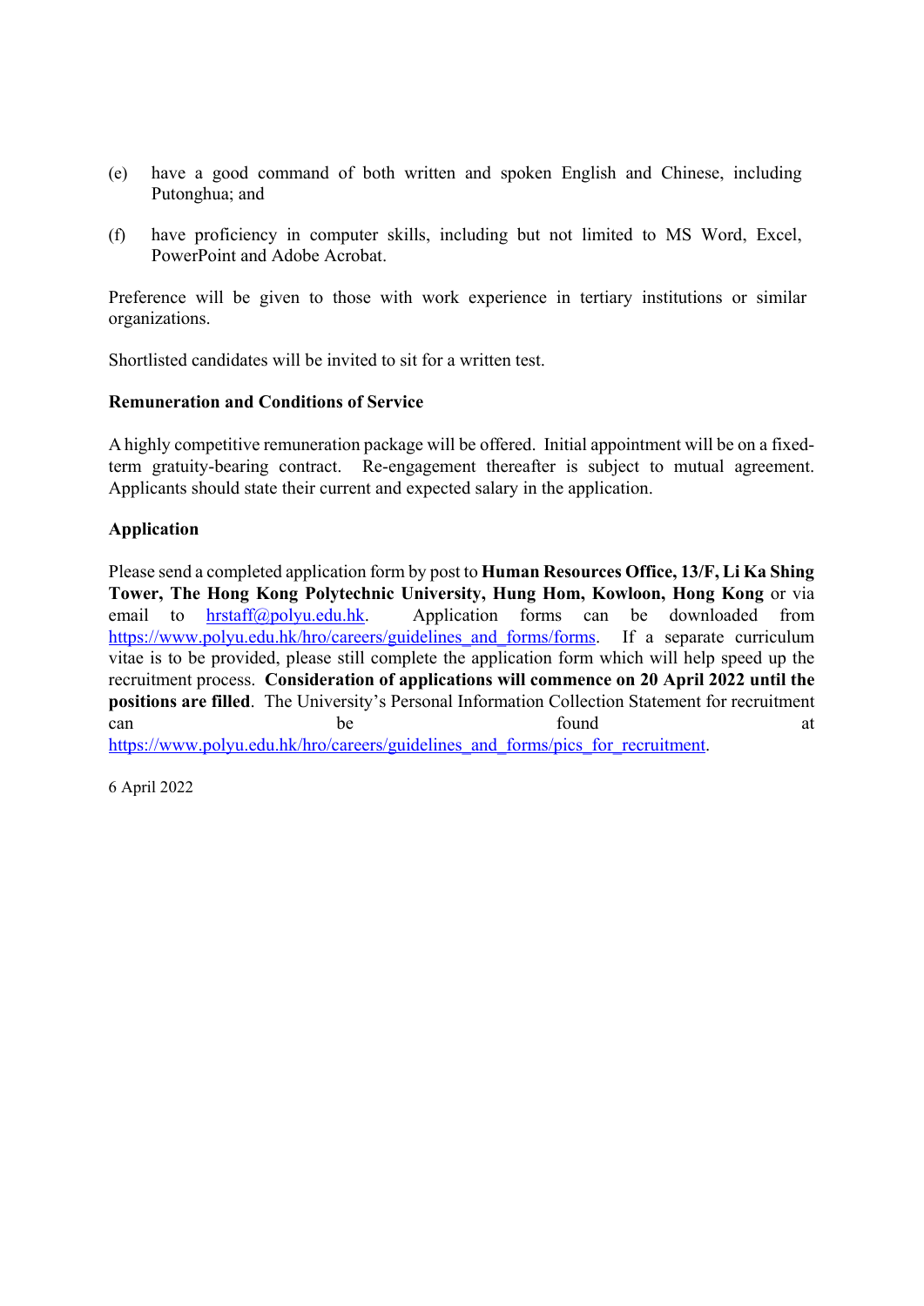(e) have a good command of both written and spoken English and Chinese, including Putonghua; and

(f) have proficiency in computer skills, including but not limited to MS Word, Excel, PowerPoint and Adobe Acrobat.

Preference will be given to those with work experience in tertiary institutions or similar organizations.

Shortlisted candidates will be invited to sit for a written test.

**Remuneration and Conditions of Service**

A highly competitive remuneration package will be offered. Initial appointment will be on a fixed-term gratuity-bearing contract. Re-engagement thereafter is subject to mutual agreement. Applicants should state their current and expected salary in the application.

**Application**

Please send a completed application form by post to **Human Resources Office, 13/F, Li Ka Shing Tower, The Hong Kong Polytechnic University, Hung Hom, Kowloon, Hong Kong** or via email to hrstaff@polyu.edu.hk. Application forms can be downloaded from https://www.polyu.edu.hk/hro/careers/guidelines_and_forms/forms. If a separate curriculum vitae is to be provided, please still complete the application form which will help speed up the recruitment process. **Consideration of applications will commence on 20 April 2022 until the positions are filled**. The University's Personal Information Collection Statement for recruitment can be found at https://www.polyu.edu.hk/hro/careers/guidelines_and_forms/pics_for_recruitment.

6 April 2022